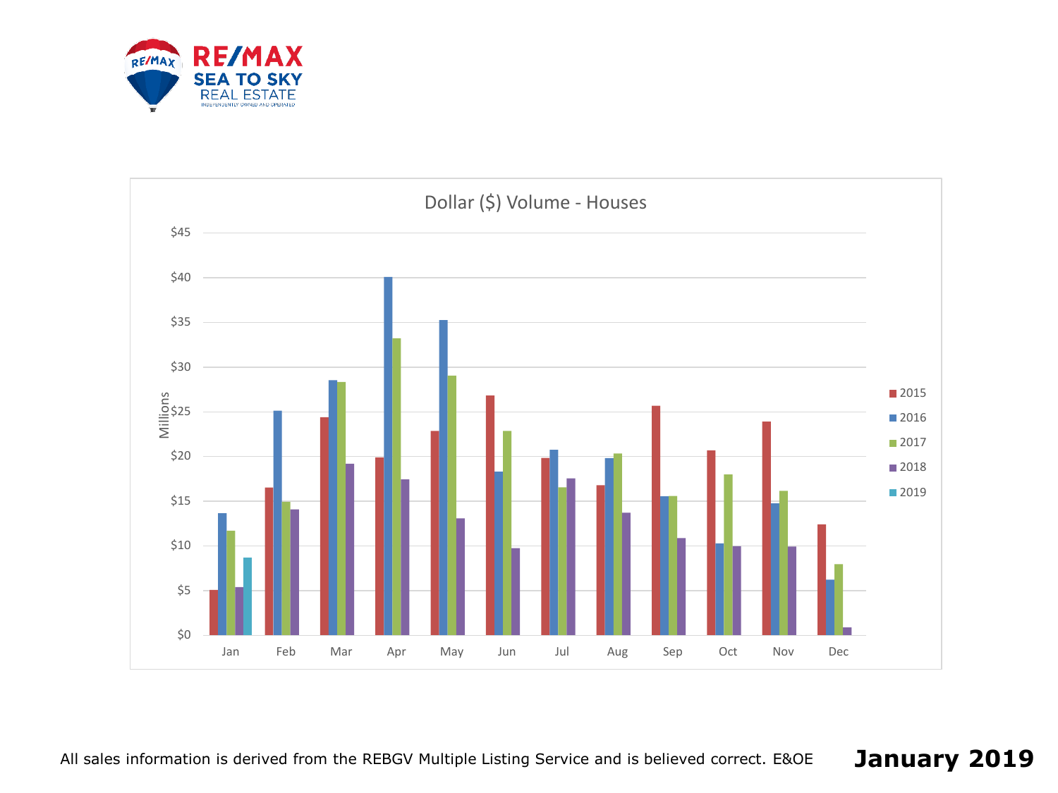RE/MAX SEA TO SKY REAL ESTATE

INDEPENDENTLY OWNED AND OPERATED

## Dollar ($) Volume - Houses

Millions

Legend: 2015, 2016, 2017, 2018, 2019

Y-axis: $0, $5, $10, $15, $20, $25, $30, $35, $40, $45

X-axis: Jan, Feb, Mar, Apr, May, Jun, Jul, Aug, Sep, Oct, Nov, Dec

All sales information is derived from the REBGV Multiple Listing Service and is believed correct. E&OE

**January 2019**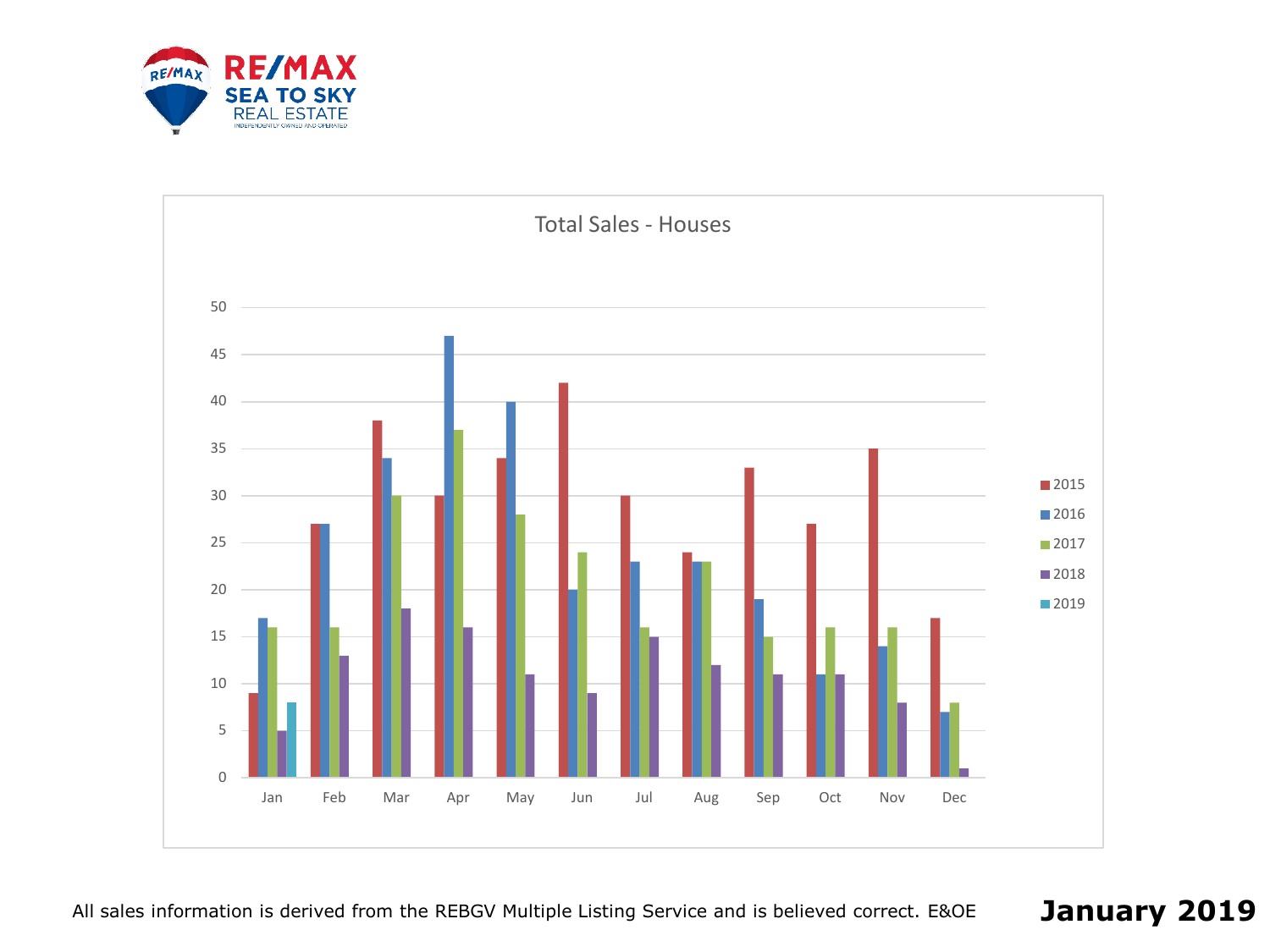RE/MAX SEA TO SKY REAL ESTATE
INDEPENDENTLY OWNED AND OPERATED

## Total Sales - Houses

| Month | 2015 | 2016 | 2017 | 2018 | 2019 |
|---|---|---|---|---|---|
| Jan | 9 | 17 | 16 | 5 | 8 |
| Feb | 27 | 27 | 16 | 13 | |
| Mar | 38 | 34 | 30 | 18 | |
| Apr | 30 | 47 | 37 | 16 | |
| May | 34 | 40 | 28 | 11 | |
| Jun | 42 | 20 | 24 | 9 | |
| Jul | 30 | 23 | 16 | 15 | |
| Aug | 24 | 23 | 23 | 12 | |
| Sep | 33 | 19 | 15 | 11 | |
| Oct | 27 | 11 | 16 | 11 | |
| Nov | 35 | 14 | 16 | 8 | |
| Dec | 17 | 7 | 8 | 1 | |

All sales information is derived from the REBGV Multiple Listing Service and is believed correct. E&OE

**January 2019**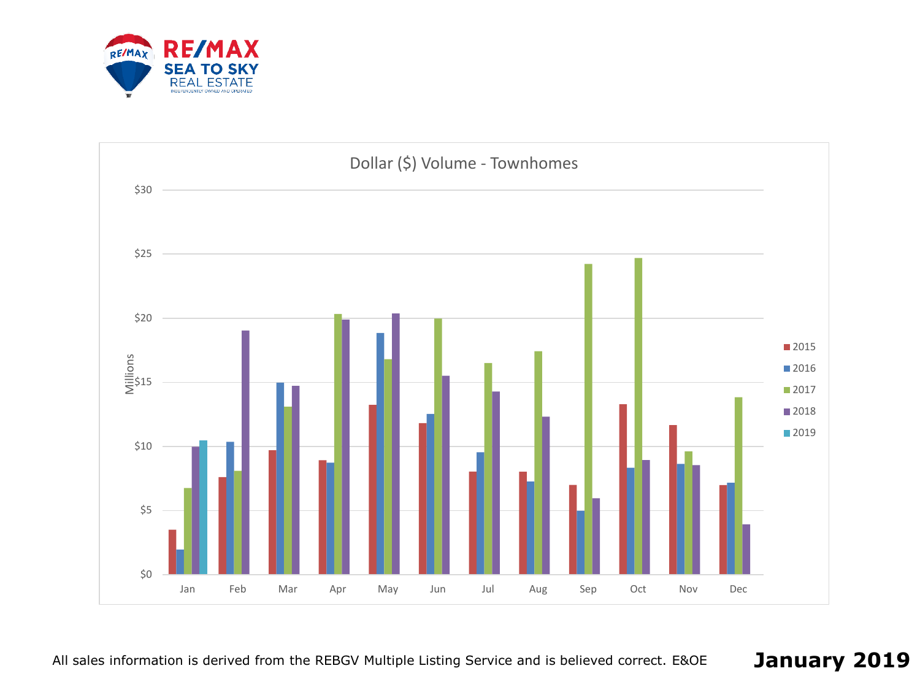RE/MAX SEA TO SKY REAL ESTATE

INDEPENDENTLY OWNED AND OPERATED

## Dollar ($) Volume - Townhomes

Millions

$30
$25
$20
$15
$10
$5
$0

Jan Feb Mar Apr May Jun Jul Aug Sep Oct Nov Dec

2015
2016
2017
2018
2019

All sales information is derived from the REBGV Multiple Listing Service and is believed correct. E&OE

**January 2019**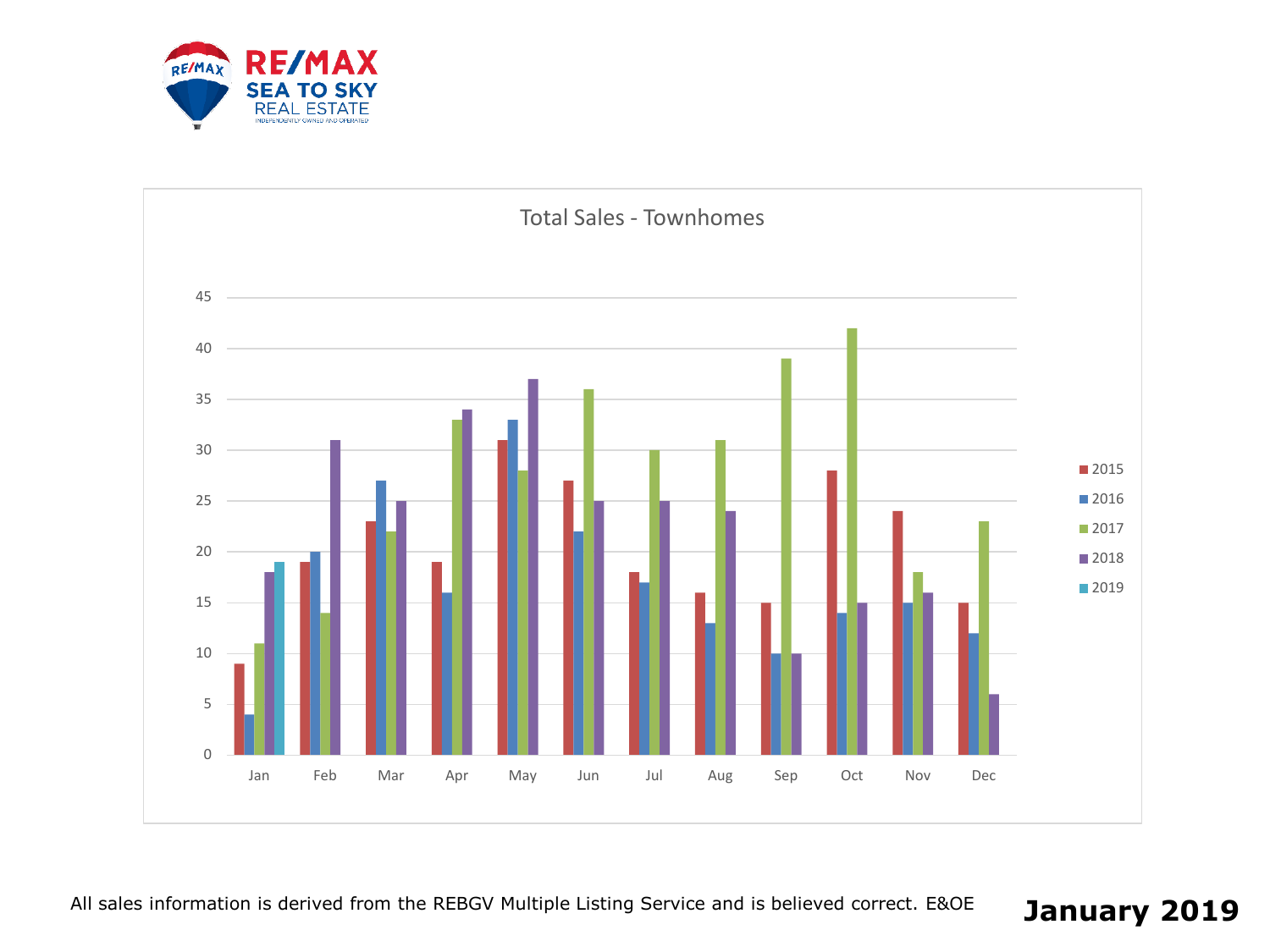RE/MAX SEA TO SKY REAL ESTATE

## Total Sales - Townhomes

| Month | 2015 | 2016 | 2017 | 2018 | 2019 |
|---|---|---|---|---|---|
| Jan | 9 | 4 | 11 | 18 | 19 |
| Feb | 19 | 20 | 14 | 31 | |
| Mar | 23 | 27 | 22 | 25 | |
| Apr | 19 | 16 | 33 | 34 | |
| May | 31 | 33 | 28 | 37 | |
| Jun | 27 | 22 | 36 | 25 | |
| Jul | 18 | 17 | 30 | 25 | |
| Aug | 16 | 13 | 31 | 24 | |
| Sep | 15 | 10 | 39 | 10 | |
| Oct | 28 | 14 | 42 | 15 | |
| Nov | 24 | 15 | 18 | 16 | |
| Dec | 15 | 12 | 23 | 6 | |

All sales information is derived from the REBGV Multiple Listing Service and is believed correct. E&OE

**January 2019**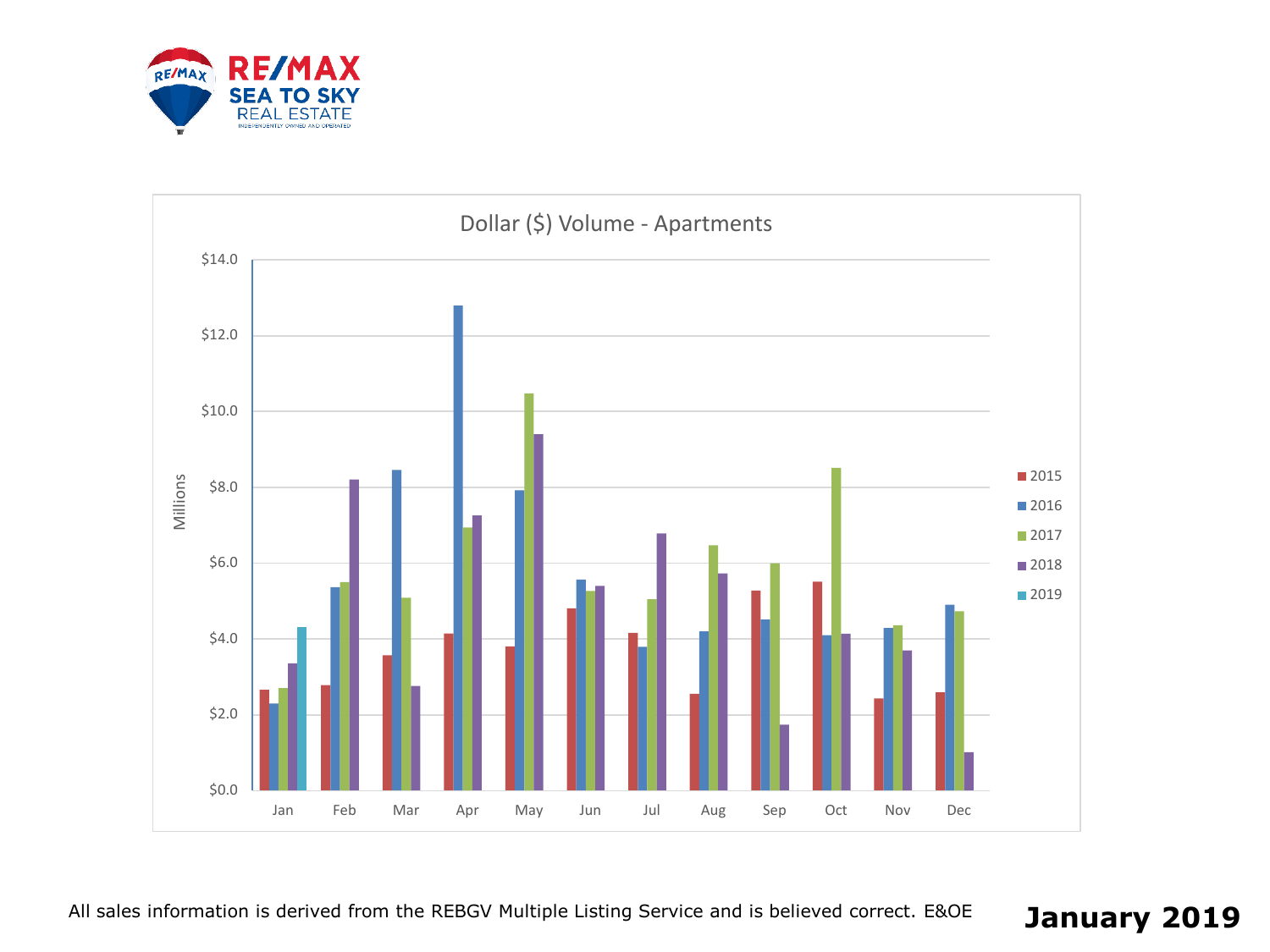RE/MAX SEA TO SKY REAL ESTATE

INDEPENDENTLY OWNED AND OPERATED

## Dollar ($) Volume - Apartments

Millions

$14.0
$12.0
$10.0
$8.0
$6.0
$4.0
$2.0
$0.0

Jan Feb Mar Apr May Jun Jul Aug Sep Oct Nov Dec

2015
2016
2017
2018
2019

All sales information is derived from the REBGV Multiple Listing Service and is believed correct. E&OE

**January 2019**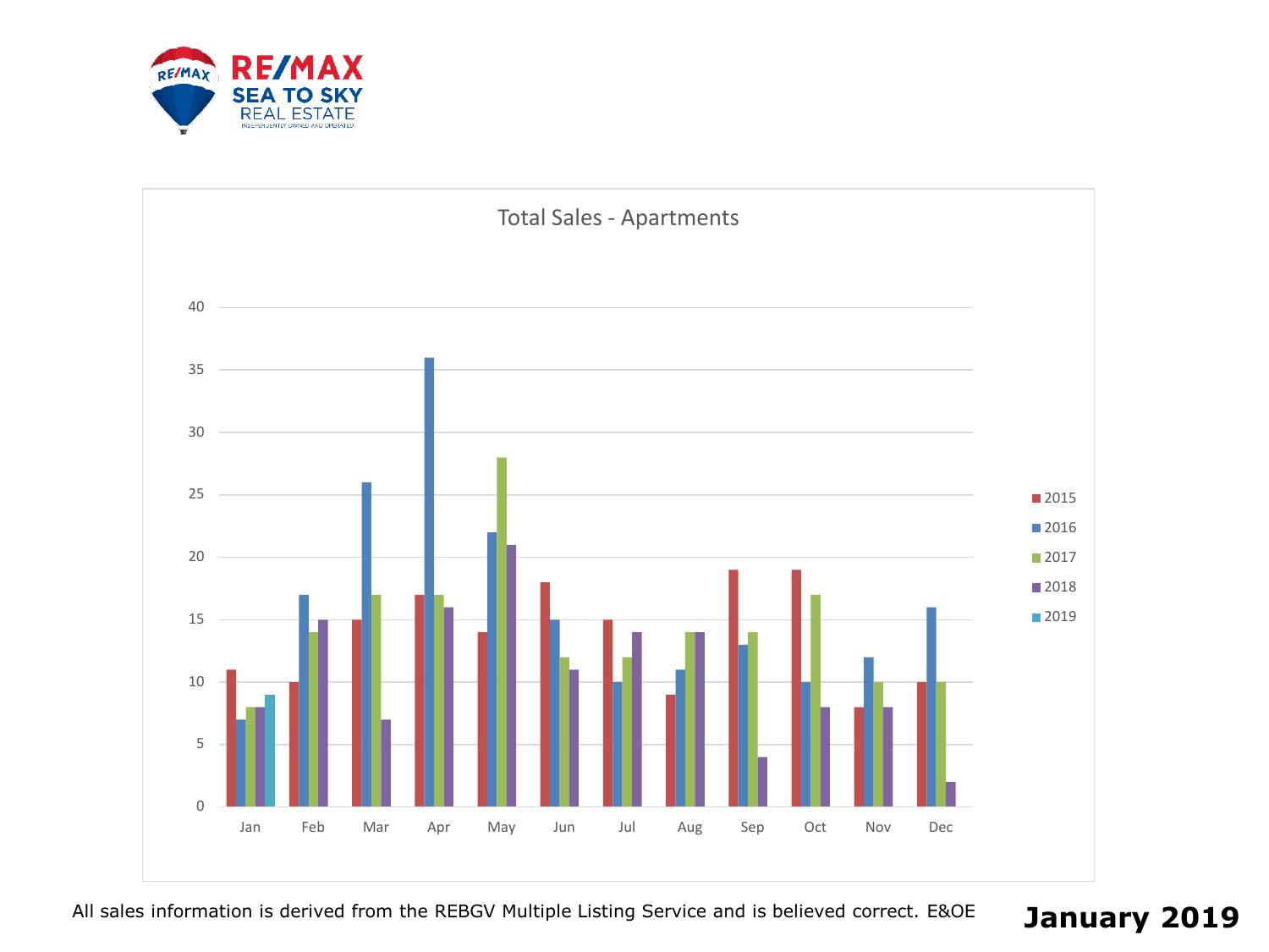RE/MAX SEA TO SKY REAL ESTATE

INDEPENDENTLY OWNED AND OPERATED

## Total Sales - Apartments

| Month | 2015 | 2016 | 2017 | 2018 | 2019 |
|---|---|---|---|---|---|
| Jan | 11 | 7 | 8 | 8 | 9 |
| Feb | 10 | 17 | 14 | 15 | |
| Mar | 15 | 26 | 17 | 7 | |
| Apr | 17 | 36 | 17 | 16 | |
| May | 14 | 22 | 28 | 21 | |
| Jun | 18 | 15 | 12 | 11 | |
| Jul | 15 | 10 | 12 | 14 | |
| Aug | 9 | 11 | 14 | 14 | |
| Sep | 19 | 13 | 14 | 4 | |
| Oct | 19 | 10 | 17 | 8 | |
| Nov | 8 | 12 | 10 | 8 | |
| Dec | 10 | 16 | 10 | 2 | |

All sales information is derived from the REBGV Multiple Listing Service and is believed correct. E&OE

**January 2019**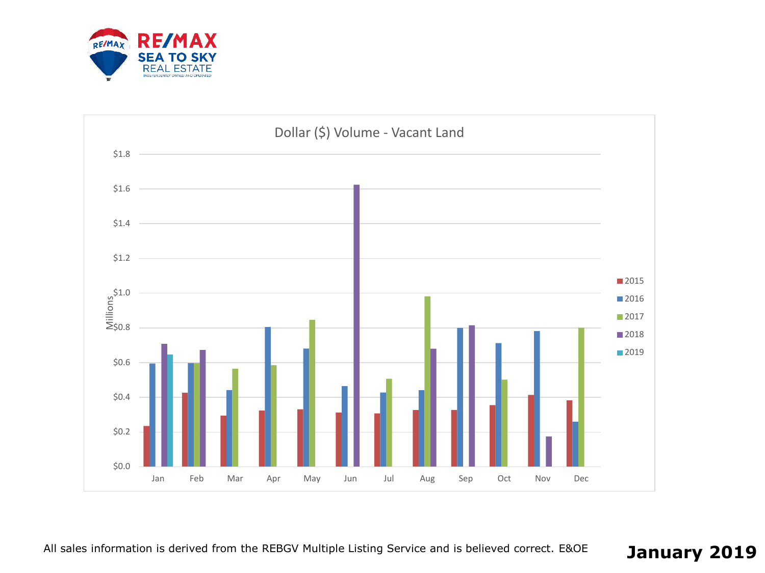RE/MAX SEA TO SKY REAL ESTATE

INDEPENDENTLY OWNED AND OPERATED

## Dollar ($) Volume - Vacant Land

Millions

$1.8
$1.6
$1.4
$1.2
$1.0
$0.8
$0.6
$0.4
$0.2
$0.0

Jan Feb Mar Apr May Jun Jul Aug Sep Oct Nov Dec

2015
2016
2017
2018
2019

All sales information is derived from the REBGV Multiple Listing Service and is believed correct. E&OE

**January 2019**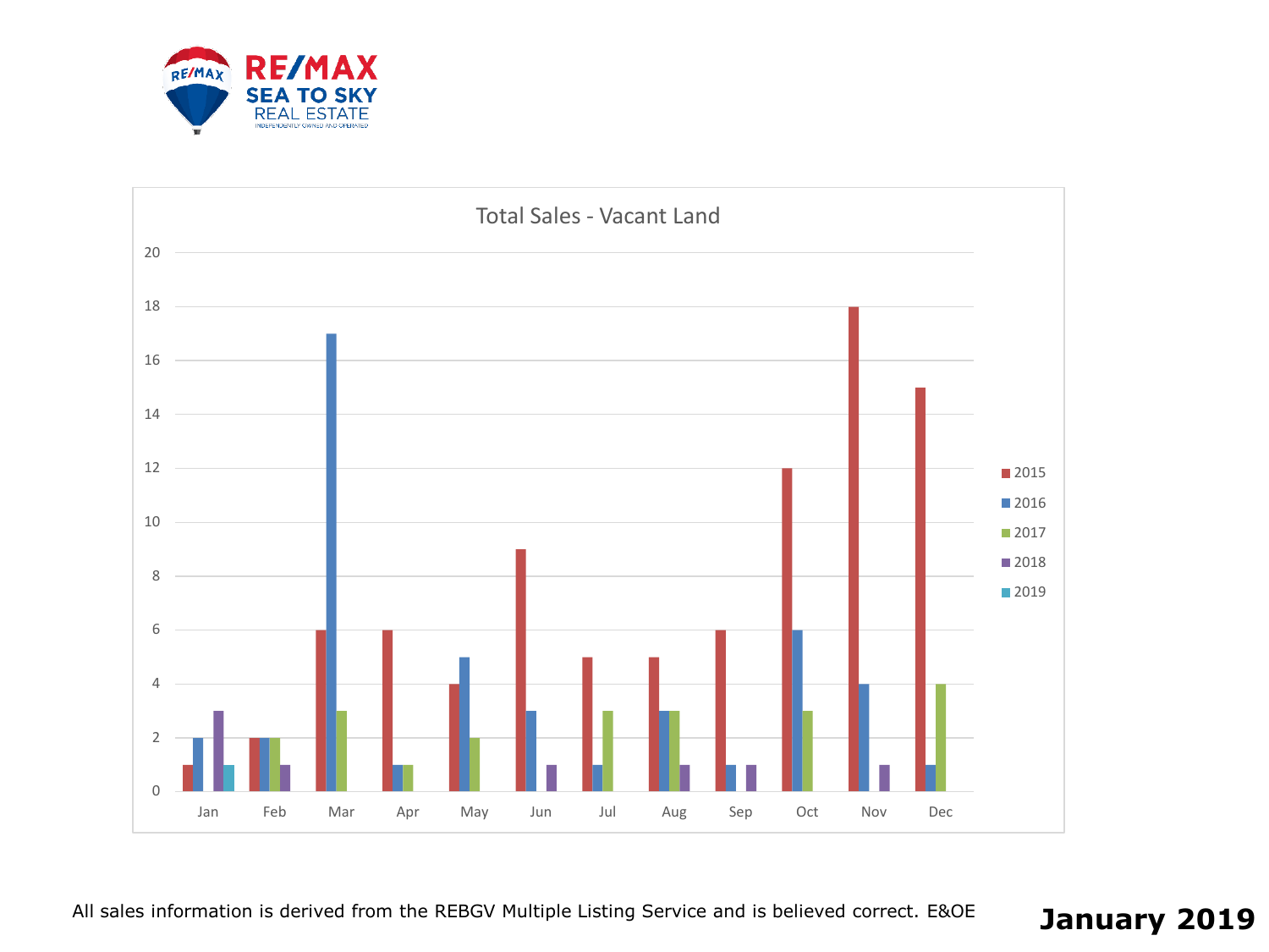RE/MAX SEA TO SKY REAL ESTATE
INDEPENDENTLY OWNED AND OPERATED

## Total Sales - Vacant Land

| Month | 2015 | 2016 | 2017 | 2018 | 2019 |
|---|---|---|---|---|---|
| Jan | 1 | 2 | 0 | 3 | 1 |
| Feb | 2 | 2 | 2 | 1 | |
| Mar | 6 | 17 | 3 | 0 | |
| Apr | 6 | 1 | 1 | 0 | |
| May | 4 | 5 | 2 | 0 | |
| Jun | 9 | 3 | 0 | 1 | |
| Jul | 5 | 1 | 3 | 0 | |
| Aug | 5 | 3 | 3 | 1 | |
| Sep | 6 | 1 | 0 | 1 | |
| Oct | 12 | 6 | 3 | 0 | |
| Nov | 18 | 4 | 0 | 1 | |
| Dec | 15 | 1 | 4 | 0 | |

All sales information is derived from the REBGV Multiple Listing Service and is believed correct. E&OE

**January 2019**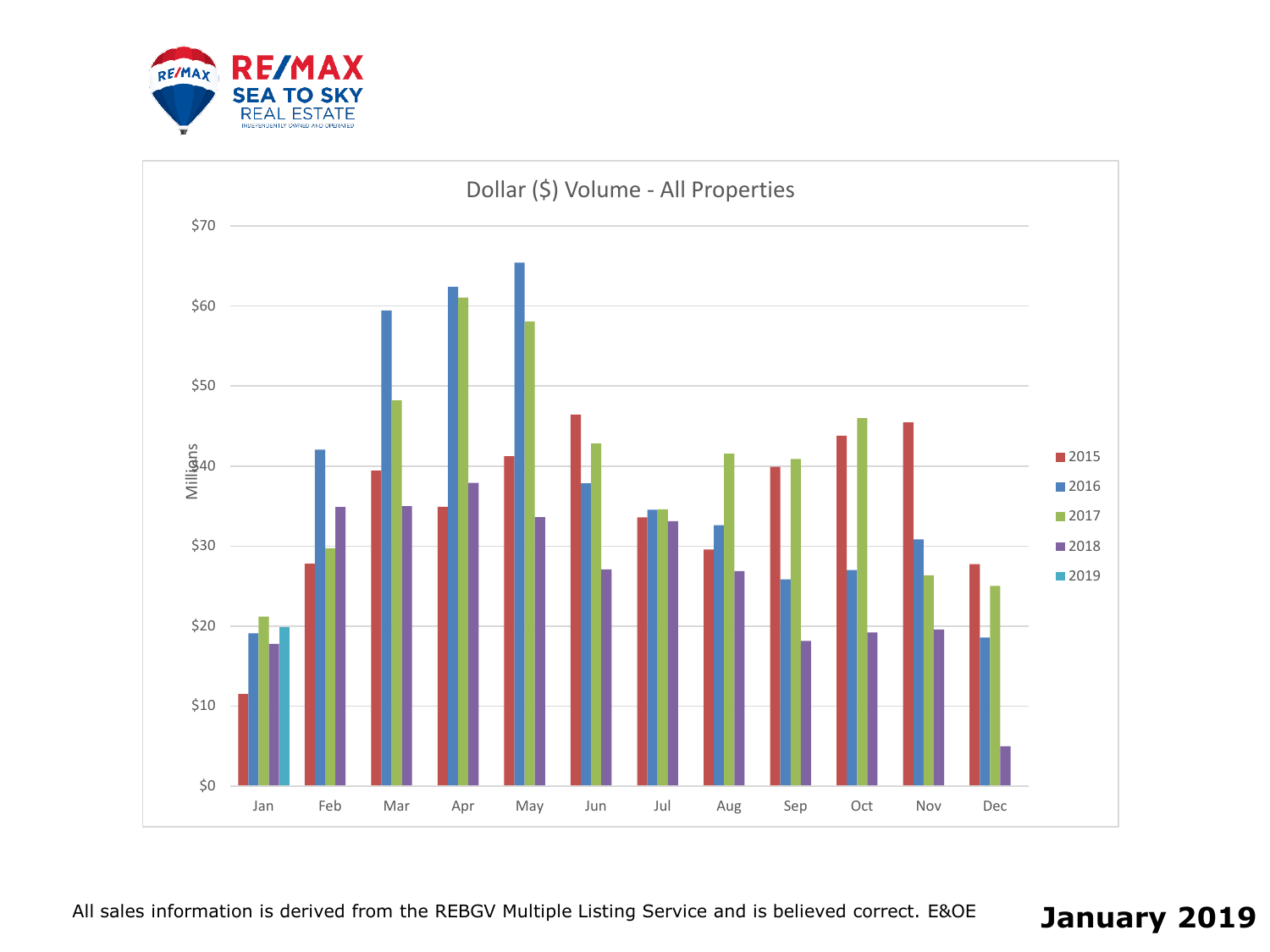RE/MAX SEA TO SKY REAL ESTATE

INDEPENDENTLY OWNED AND OPERATED

## Dollar ($) Volume - All Properties

Millions

$70, $60, $50, $40, $30, $20, $10, $0

Jan, Feb, Mar, Apr, May, Jun, Jul, Aug, Sep, Oct, Nov, Dec

2015, 2016, 2017, 2018, 2019

All sales information is derived from the REBGV Multiple Listing Service and is believed correct. E&OE

**January 2019**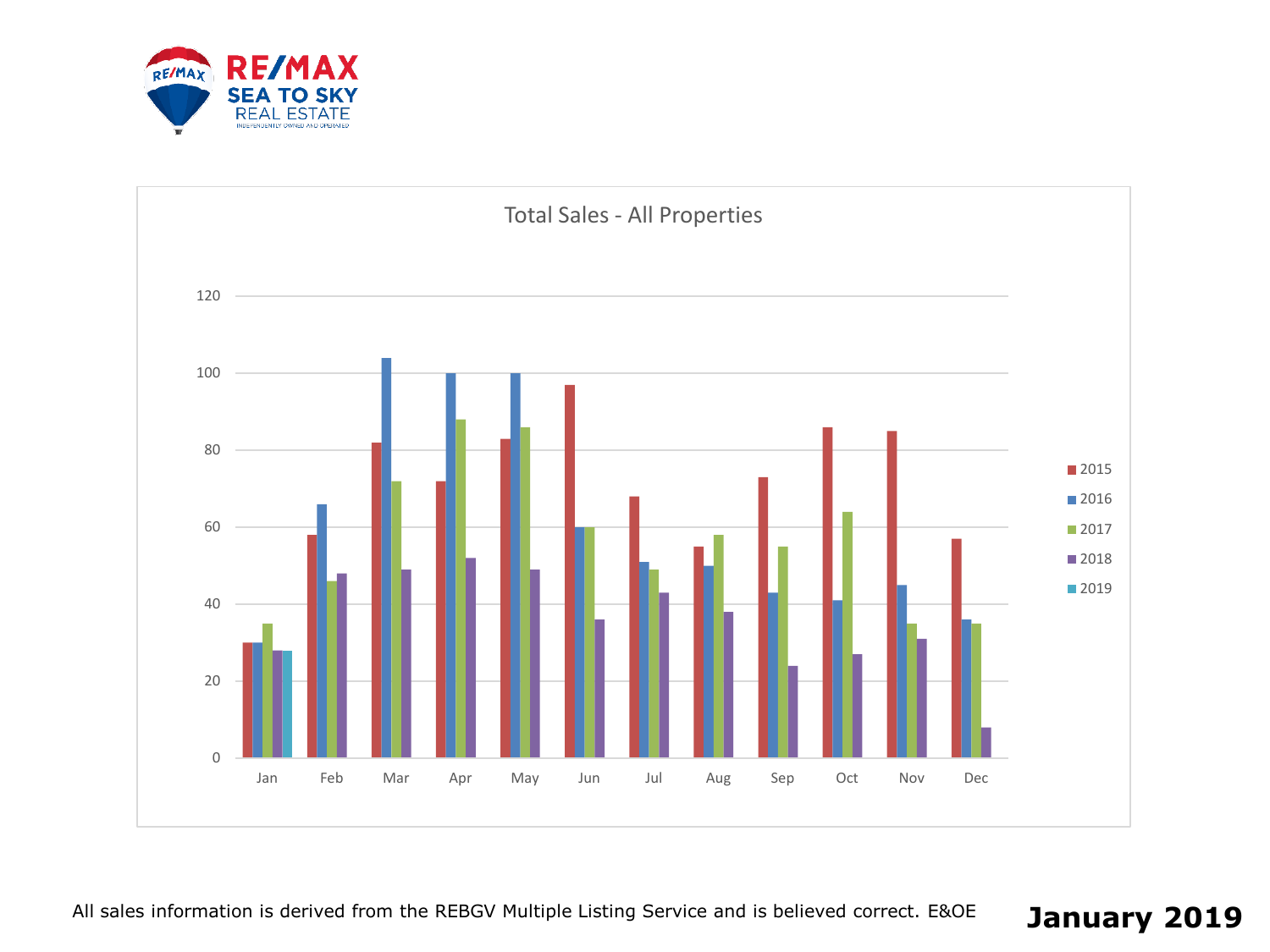RE/MAX SEA TO SKY REAL ESTATE

INDEPENDENTLY OWNED AND OPERATED

## Total Sales - All Properties

| Month | 2015 | 2016 | 2017 | 2018 | 2019 |
|---|---|---|---|---|---|
| Jan | 30 | 30 | 35 | 28 | 28 |
| Feb | 58 | 66 | 46 | 48 | |
| Mar | 82 | 104 | 72 | 49 | |
| Apr | 72 | 100 | 88 | 52 | |
| May | 83 | 100 | 86 | 49 | |
| Jun | 97 | 60 | 60 | 36 | |
| Jul | 68 | 51 | 49 | 43 | |
| Aug | 55 | 50 | 58 | 38 | |
| Sep | 73 | 43 | 55 | 24 | |
| Oct | 86 | 41 | 64 | 27 | |
| Nov | 85 | 45 | 35 | 31 | |
| Dec | 57 | 36 | 35 | 8 | |

All sales information is derived from the REBGV Multiple Listing Service and is believed correct. E&OE

**January 2019**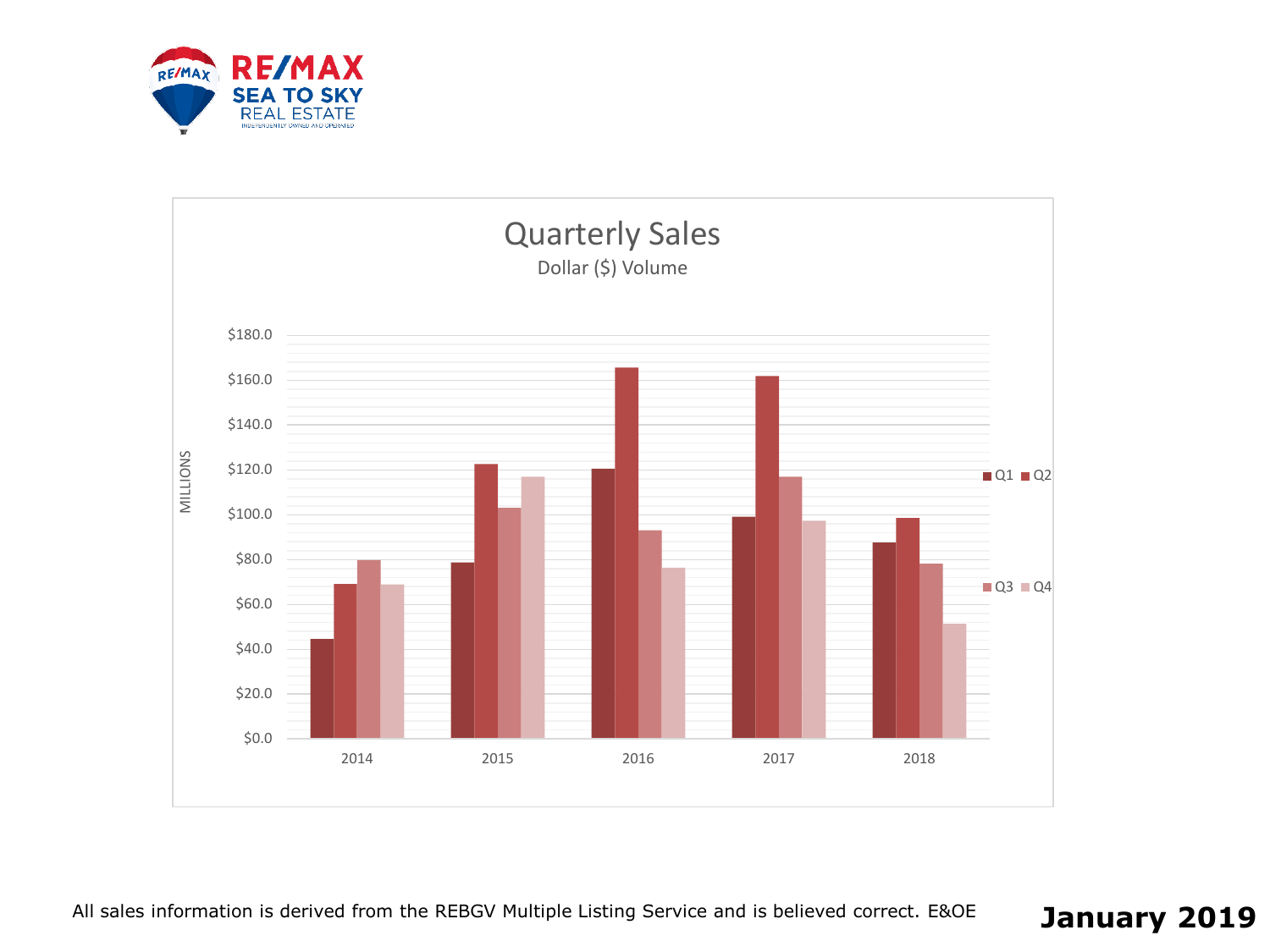RE/MAX SEA TO SKY REAL ESTATE

INDEPENDENTLY OWNED AND OPERATED

# Quarterly Sales

Dollar ($) Volume

MILLIONS

$180.0
$160.0
$140.0
$120.0
$100.0
$80.0
$60.0
$40.0
$20.0
$0.0

2014 2015 2016 2017 2018

Q1 Q2 Q3 Q4

All sales information is derived from the REBGV Multiple Listing Service and is believed correct. E&OE

**January 2019**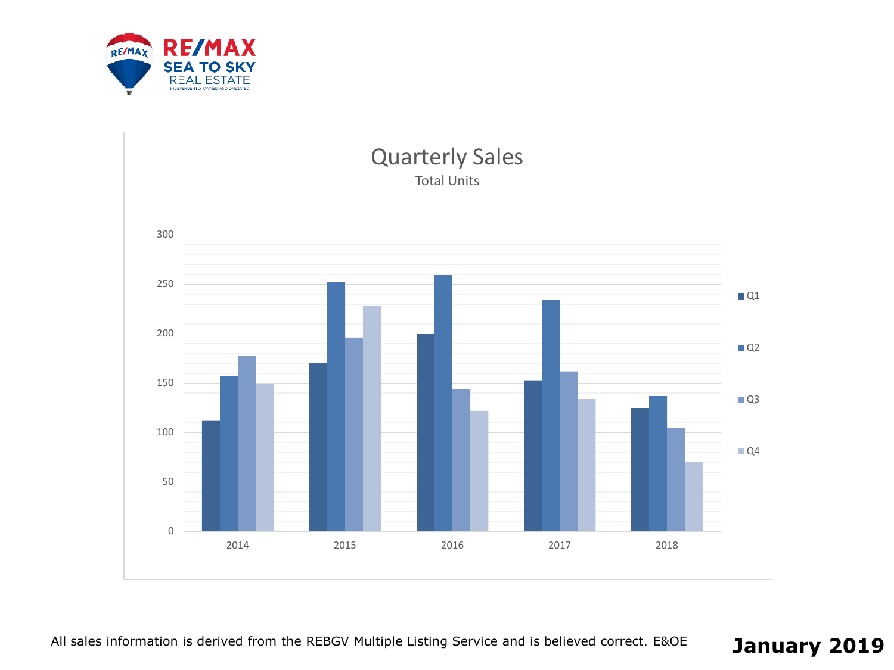RE/MAX SEA TO SKY REAL ESTATE
INDEPENDENTLY OWNED AND OPERATED

## Quarterly Sales

Total Units

300
250
200
150
100
50
0

2014
2015
2016
2017
2018

Q1
Q2
Q3
Q4

All sales information is derived from the REBGV Multiple Listing Service and is believed correct. E&OE

**January 2019**